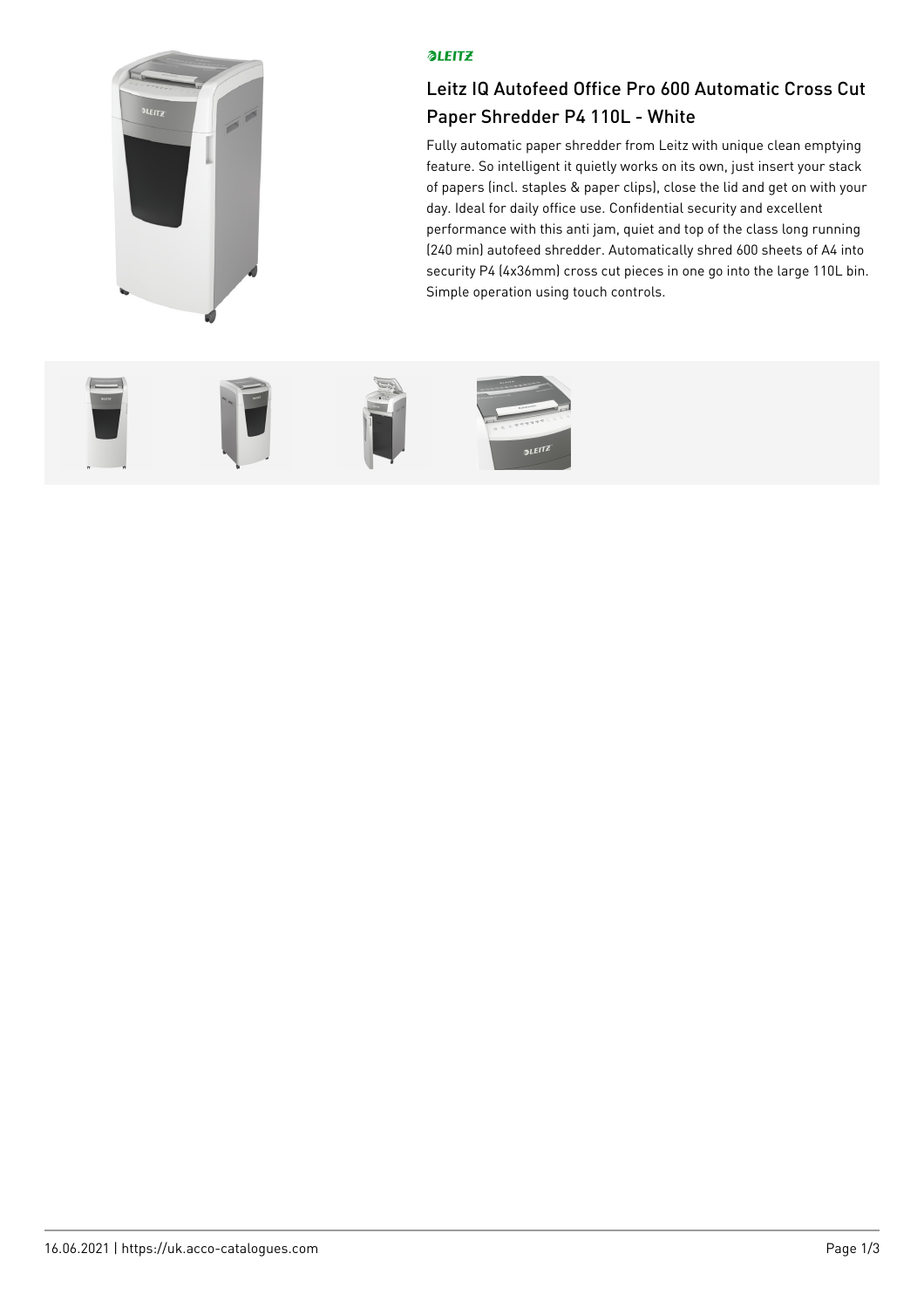LEITZ

# Leitz IQ Autofeed Office Pro 600 Automatic Cross Cut Paper Shredder P4 110L - White

Fully automatic paper shredder from Leitz with unique clean emptying feature. So intelligent it quietly works on its own, just insert your stack of papers (incl. staples & paper clips), close the lid and get on with your day. Ideal for daily office use. Confidential security and excellent performance with this anti jam, quiet and top of the class long running (240 min) autofeed shredder. Automatically shred 600 sheets of A4 into security P4 (4x36mm) cross cut pieces in one go into the large 110L bin. Simple operation using touch controls.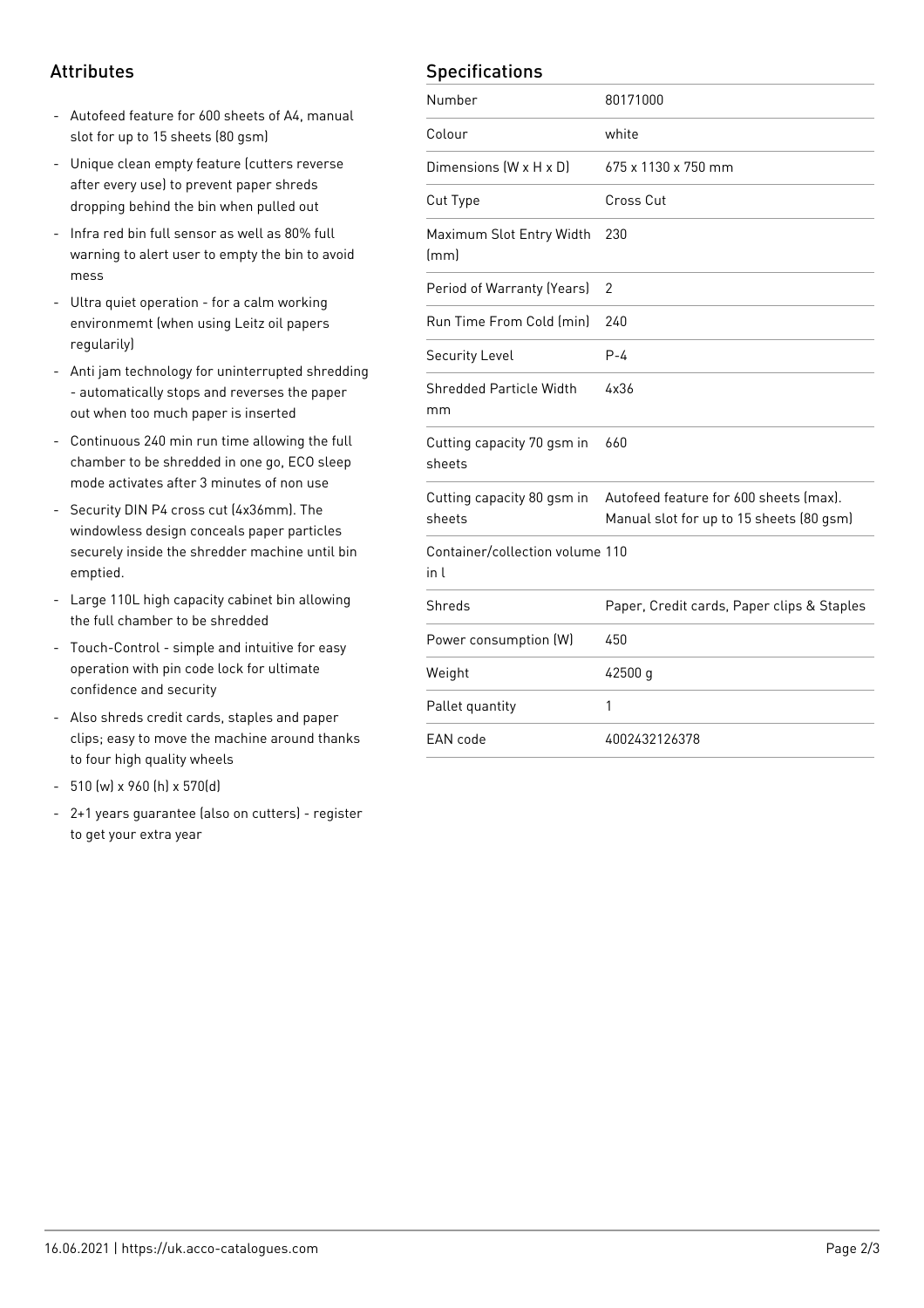## Attributes

- Autofeed feature for 600 sheets of A4, manual slot for up to 15 sheets (80 gsm)
- Unique clean empty feature (cutters reverse after every use) to prevent paper shreds dropping behind the bin when pulled out
- Infra red bin full sensor as well as 80% full warning to alert user to empty the bin to avoid mess
- Ultra quiet operation - for a calm working environmemt (when using Leitz oil papers regularily)
- Anti jam technology for uninterrupted shredding - automatically stops and reverses the paper out when too much paper is inserted
- Continuous 240 min run time allowing the full chamber to be shredded in one go, ECO sleep mode activates after 3 minutes of non use
- Security DIN P4 cross cut (4x36mm). The windowless design conceals paper particles securely inside the shredder machine until bin emptied.
- Large 110L high capacity cabinet bin allowing the full chamber to be shredded
- Touch-Control - simple and intuitive for easy operation with pin code lock for ultimate confidence and security
- Also shreds credit cards, staples and paper clips; easy to move the machine around thanks to four high quality wheels
- 510 (w) x 960 (h) x 570(d)
- 2+1 years guarantee (also on cutters) - register to get your extra year

## Specifications

| | |
|---|---|
| Number | 80171000 |
| Colour | white |
| Dimensions (W x H x D) | 675 x 1130 x 750 mm |
| Cut Type | Cross Cut |
| Maximum Slot Entry Width (mm) | 230 |
| Period of Warranty (Years) | 2 |
| Run Time From Cold (min) | 240 |
| Security Level | P-4 |
| Shredded Particle Width mm | 4x36 |
| Cutting capacity 70 gsm in sheets | 660 |
| Cutting capacity 80 gsm in sheets | Autofeed feature for 600 sheets (max). Manual slot for up to 15 sheets (80 gsm) |
| Container/collection volume in l | 110 |
| Shreds | Paper, Credit cards, Paper clips & Staples |
| Power consumption (W) | 450 |
| Weight | 42500 g |
| Pallet quantity | 1 |
| EAN code | 4002432126378 |